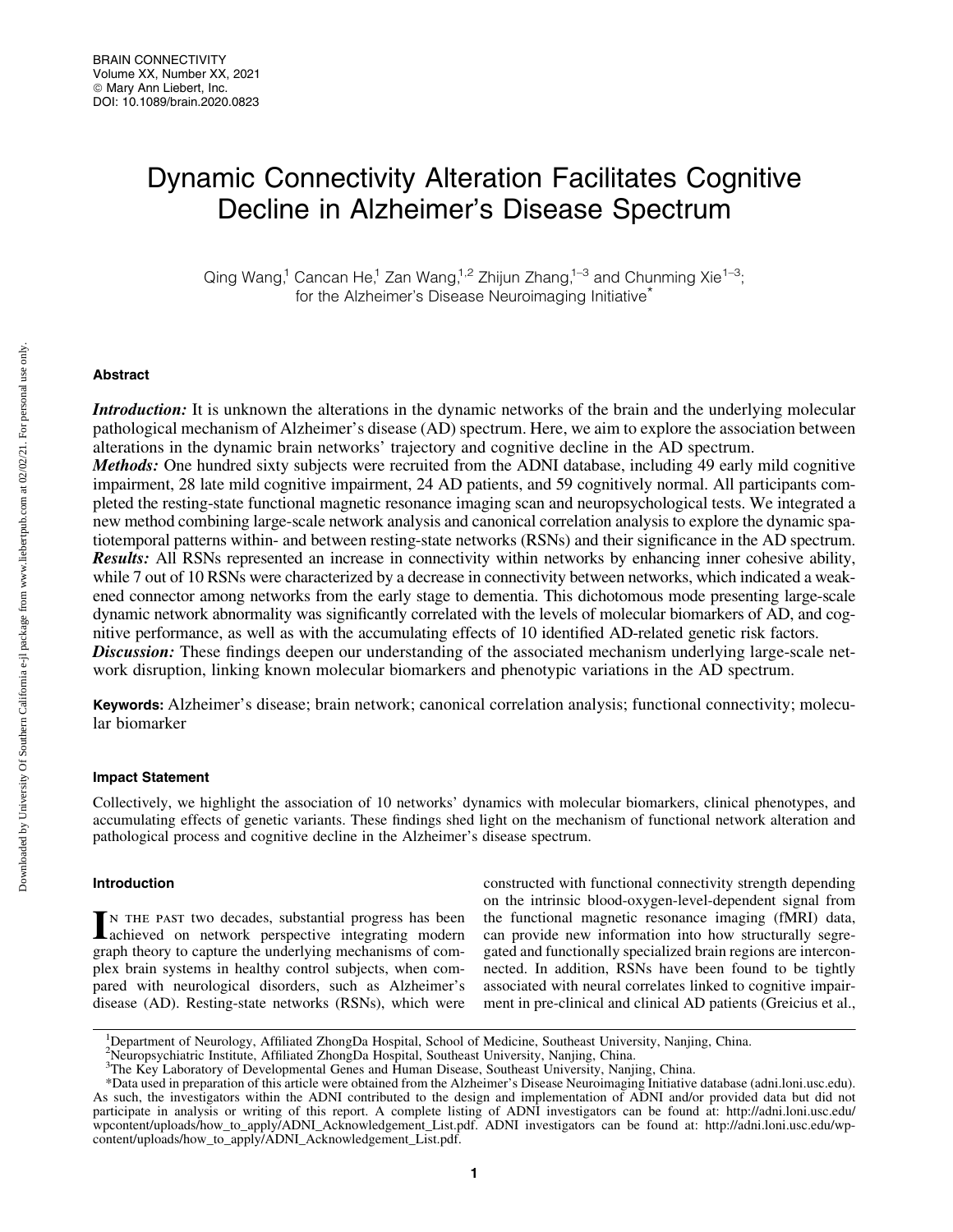# Dynamic Connectivity Alteration Facilitates Cognitive Decline in Alzheimer's Disease Spectrum

Qing Wang,[1] Cancan He,[1] Zan Wang,[1,2] Zhijun Zhang,[1–3] and Chunming Xie[1–3]; for the Alzheimer's Disease Neuroimaging Initiative*

## Abstract

***Introduction:*** It is unknown the alterations in the dynamic networks of the brain and the underlying molecular pathological mechanism of Alzheimer's disease (AD) spectrum. Here, we aim to explore the association between alterations in the dynamic brain networks' trajectory and cognitive decline in the AD spectrum.

***Methods:*** One hundred sixty subjects were recruited from the ADNI database, including 49 early mild cognitive impairment, 28 late mild cognitive impairment, 24 AD patients, and 59 cognitively normal. All participants completed the resting-state functional magnetic resonance imaging scan and neuropsychological tests. We integrated a new method combining large-scale network analysis and canonical correlation analysis to explore the dynamic spatiotemporal patterns within- and between resting-state networks (RSNs) and their significance in the AD spectrum.

***Results:*** All RSNs represented an increase in connectivity within networks by enhancing inner cohesive ability, while 7 out of 10 RSNs were characterized by a decrease in connectivity between networks, which indicated a weakened connector among networks from the early stage to dementia. This dichotomous mode presenting large-scale dynamic network abnormality was significantly correlated with the levels of molecular biomarkers of AD, and cognitive performance, as well as with the accumulating effects of 10 identified AD-related genetic risk factors.

***Discussion:*** These findings deepen our understanding of the associated mechanism underlying large-scale network disruption, linking known molecular biomarkers and phenotypic variations in the AD spectrum.

**Keywords:** Alzheimer's disease; brain network; canonical correlation analysis; functional connectivity; molecular biomarker

### Impact Statement

Collectively, we highlight the association of 10 networks' dynamics with molecular biomarkers, clinical phenotypes, and accumulating effects of genetic variants. These findings shed light on the mechanism of functional network alteration and pathological process and cognitive decline in the Alzheimer's disease spectrum.

### Introduction

In the past two decades, substantial progress has been achieved on network perspective integrating modern graph theory to capture the underlying mechanisms of complex brain systems in healthy control subjects, when compared with neurological disorders, such as Alzheimer's disease (AD). Resting-state networks (RSNs), which were constructed with functional connectivity strength depending on the intrinsic blood-oxygen-level-dependent signal from the functional magnetic resonance imaging (fMRI) data, can provide new information into how structurally segregated and functionally specialized brain regions are interconnected. In addition, RSNs have been found to be tightly associated with neural correlates linked to cognitive impairment in pre-clinical and clinical AD patients (Greicius et al.,

[1]Department of Neurology, Affiliated ZhongDa Hospital, School of Medicine, Southeast University, Nanjing, China.
[2]Neuropsychiatric Institute, Affiliated ZhongDa Hospital, Southeast University, Nanjing, China.
[3]The Key Laboratory of Developmental Genes and Human Disease, Southeast University, Nanjing, China.

*Data used in preparation of this article were obtained from the Alzheimer's Disease Neuroimaging Initiative database (adni.loni.usc.edu). As such, the investigators within the ADNI contributed to the design and implementation of ADNI and/or provided data but did not participate in analysis or writing of this report. A complete listing of ADNI investigators can be found at: http://adni.loni.usc.edu/wpcontent/uploads/how_to_apply/ADNI_Acknowledgement_List.pdf. ADNI investigators can be found at: http://adni.loni.usc.edu/wp-content/uploads/how_to_apply/ADNI_Acknowledgement_List.pdf.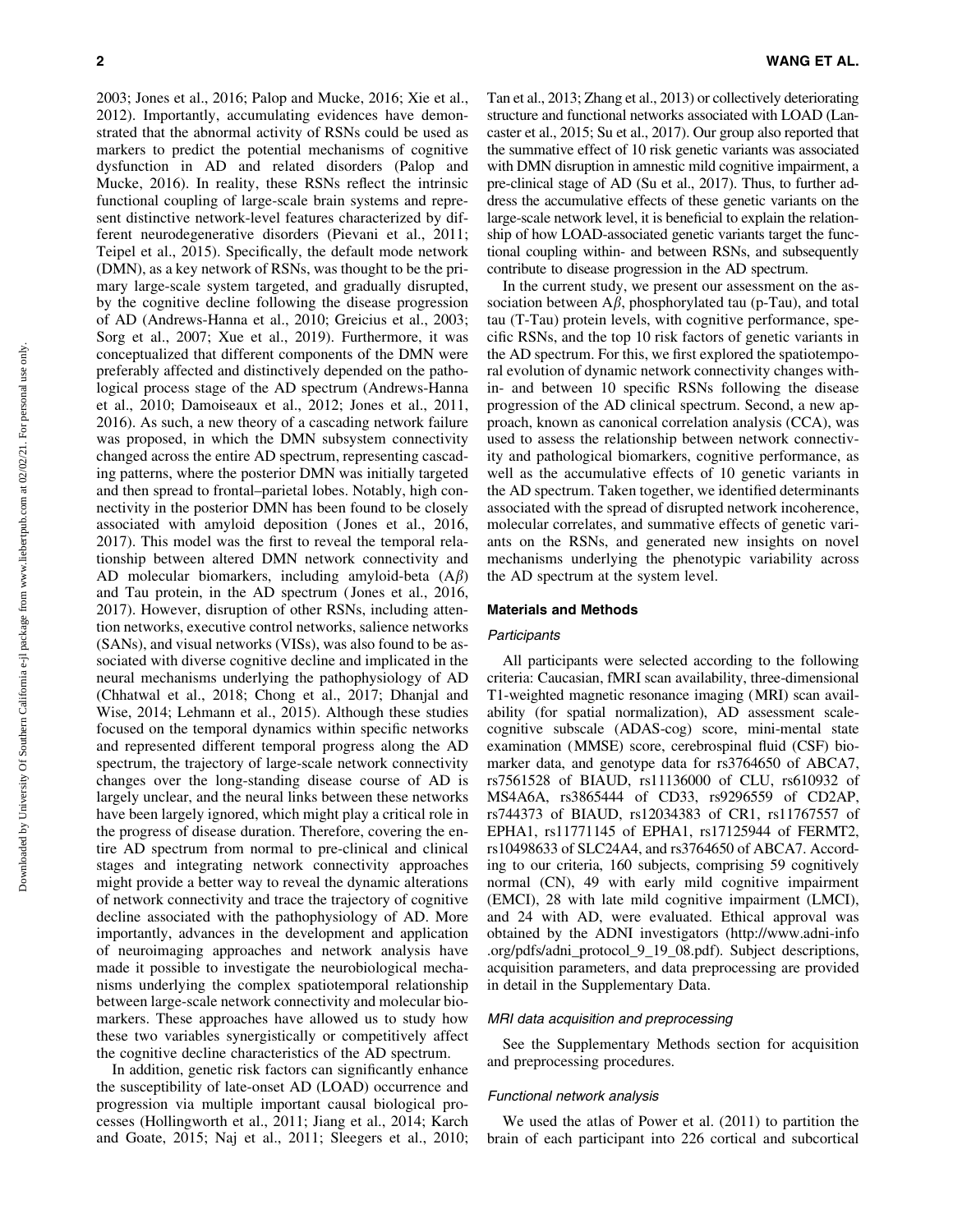2003; Jones et al., 2016; Palop and Mucke, 2016; Xie et al., 2012). Importantly, accumulating evidences have demonstrated that the abnormal activity of RSNs could be used as markers to predict the potential mechanisms of cognitive dysfunction in AD and related disorders (Palop and Mucke, 2016). In reality, these RSNs reflect the intrinsic functional coupling of large-scale brain systems and represent distinctive network-level features characterized by different neurodegenerative disorders (Pievani et al., 2011; Teipel et al., 2015). Specifically, the default mode network (DMN), as a key network of RSNs, was thought to be the primary large-scale system targeted, and gradually disrupted, by the cognitive decline following the disease progression of AD (Andrews-Hanna et al., 2010; Greicius et al., 2003; Sorg et al., 2007; Xue et al., 2019). Furthermore, it was conceptualized that different components of the DMN were preferably affected and distinctively depended on the pathological process stage of the AD spectrum (Andrews-Hanna et al., 2010; Damoiseaux et al., 2012; Jones et al., 2011, 2016). As such, a new theory of a cascading network failure was proposed, in which the DMN subsystem connectivity changed across the entire AD spectrum, representing cascading patterns, where the posterior DMN was initially targeted and then spread to frontal–parietal lobes. Notably, high connectivity in the posterior DMN has been found to be closely associated with amyloid deposition (Jones et al., 2016, 2017). This model was the first to reveal the temporal relationship between altered DMN network connectivity and AD molecular biomarkers, including amyloid-beta (A$\beta$) and Tau protein, in the AD spectrum (Jones et al., 2016, 2017). However, disruption of other RSNs, including attention networks, executive control networks, salience networks (SANs), and visual networks (VISs), was also found to be associated with diverse cognitive decline and implicated in the neural mechanisms underlying the pathophysiology of AD (Chhatwal et al., 2018; Chong et al., 2017; Dhanjal and Wise, 2014; Lehmann et al., 2015). Although these studies focused on the temporal dynamics within specific networks and represented different temporal progress along the AD spectrum, the trajectory of large-scale network connectivity changes over the long-standing disease course of AD is largely unclear, and the neural links between these networks have been largely ignored, which might play a critical role in the progress of disease duration. Therefore, covering the entire AD spectrum from normal to pre-clinical and clinical stages and integrating network connectivity approaches might provide a better way to reveal the dynamic alterations of network connectivity and trace the trajectory of cognitive decline associated with the pathophysiology of AD. More importantly, advances in the development and application of neuroimaging approaches and network analysis have made it possible to investigate the neurobiological mechanisms underlying the complex spatiotemporal relationship between large-scale network connectivity and molecular biomarkers. These approaches have allowed us to study how these two variables synergistically or competitively affect the cognitive decline characteristics of the AD spectrum.

In addition, genetic risk factors can significantly enhance the susceptibility of late-onset AD (LOAD) occurrence and progression via multiple important causal biological processes (Hollingworth et al., 2011; Jiang et al., 2014; Karch and Goate, 2015; Naj et al., 2011; Sleegers et al., 2010; Tan et al., 2013; Zhang et al., 2013) or collectively deteriorating structure and functional networks associated with LOAD (Lancaster et al., 2015; Su et al., 2017). Our group also reported that the summative effect of 10 risk genetic variants was associated with DMN disruption in amnestic mild cognitive impairment, a pre-clinical stage of AD (Su et al., 2017). Thus, to further address the accumulative effects of these genetic variants on the large-scale network level, it is beneficial to explain the relationship of how LOAD-associated genetic variants target the functional coupling within- and between RSNs, and subsequently contribute to disease progression in the AD spectrum.

In the current study, we present our assessment on the association between A$\beta$, phosphorylated tau (p-Tau), and total tau (T-Tau) protein levels, with cognitive performance, specific RSNs, and the top 10 risk factors of genetic variants in the AD spectrum. For this, we first explored the spatiotemporal evolution of dynamic network connectivity changes within- and between 10 specific RSNs following the disease progression of the AD clinical spectrum. Second, a new approach, known as canonical correlation analysis (CCA), was used to assess the relationship between network connectivity and pathological biomarkers, cognitive performance, as well as the accumulative effects of 10 genetic variants in the AD spectrum. Taken together, we identified determinants associated with the spread of disrupted network incoherence, molecular correlates, and summative effects of genetic variants on the RSNs, and generated new insights on novel mechanisms underlying the phenotypic variability across the AD spectrum at the system level.

## Materials and Methods

### *Participants*

All participants were selected according to the following criteria: Caucasian, fMRI scan availability, three-dimensional T1-weighted magnetic resonance imaging (MRI) scan availability (for spatial normalization), AD assessment scale-cognitive subscale (ADAS-cog) score, mini-mental state examination (MMSE) score, cerebrospinal fluid (CSF) biomarker data, and genotype data for rs3764650 of ABCA7, rs7561528 of BIAUD, rs11136000 of CLU, rs610932 of MS4A6A, rs3865444 of CD33, rs9296559 of CD2AP, rs744373 of BIAUD, rs12034383 of CR1, rs11767557 of EPHA1, rs11771145 of EPHA1, rs17125944 of FERMT2, rs10498633 of SLC24A4, and rs3764650 of ABCA7. According to our criteria, 160 subjects, comprising 59 cognitively normal (CN), 49 with early mild cognitive impairment (EMCI), 28 with late mild cognitive impairment (LMCI), and 24 with AD, were evaluated. Ethical approval was obtained by the ADNI investigators (http://www.adni-info.org/pdfs/adni_protocol_9_19_08.pdf). Subject descriptions, acquisition parameters, and data preprocessing are provided in detail in the Supplementary Data.

### *MRI data acquisition and preprocessing*

See the Supplementary Methods section for acquisition and preprocessing procedures.

### *Functional network analysis*

We used the atlas of Power et al. (2011) to partition the brain of each participant into 226 cortical and subcortical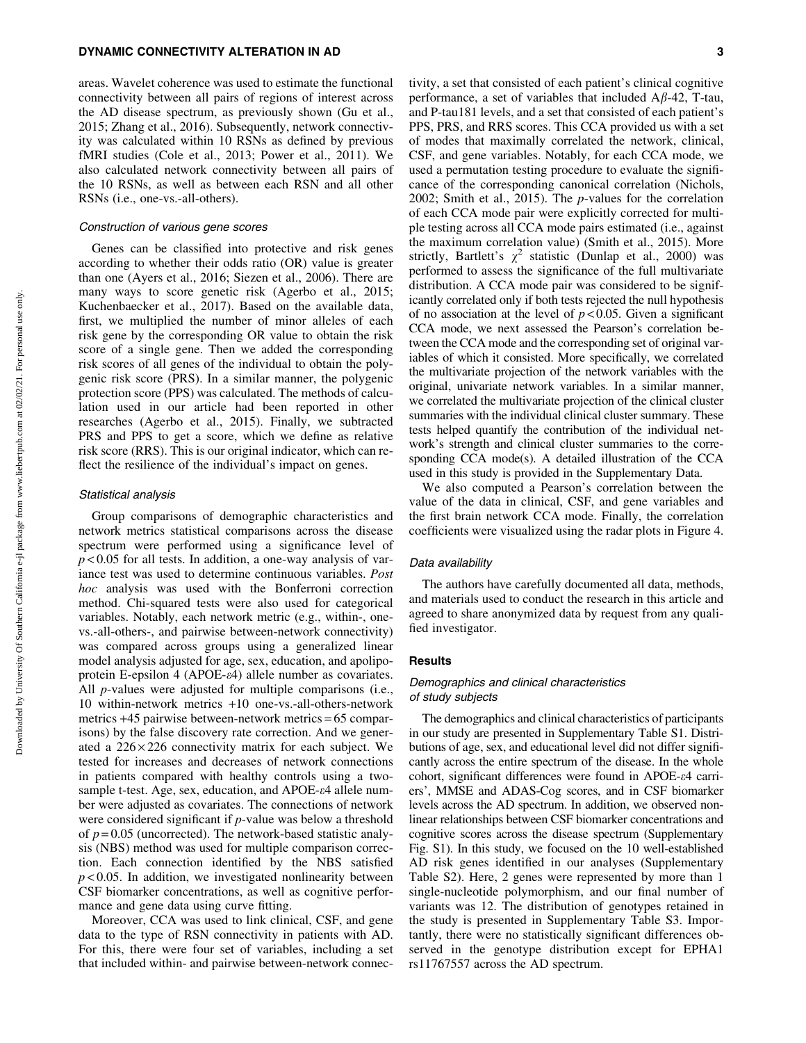areas. Wavelet coherence was used to estimate the functional connectivity between all pairs of regions of interest across the AD disease spectrum, as previously shown (Gu et al., 2015; Zhang et al., 2016). Subsequently, network connectivity was calculated within 10 RSNs as defined by previous fMRI studies (Cole et al., 2013; Power et al., 2011). We also calculated network connectivity between all pairs of the 10 RSNs, as well as between each RSN and all other RSNs (i.e., one-vs.-all-others).

### Construction of various gene scores

Genes can be classified into protective and risk genes according to whether their odds ratio (OR) value is greater than one (Ayers et al., 2016; Siezen et al., 2006). There are many ways to score genetic risk (Agerbo et al., 2015; Kuchenbaecker et al., 2017). Based on the available data, first, we multiplied the number of minor alleles of each risk gene by the corresponding OR value to obtain the risk score of a single gene. Then we added the corresponding risk scores of all genes of the individual to obtain the polygenic risk score (PRS). In a similar manner, the polygenic protection score (PPS) was calculated. The methods of calculation used in our article had been reported in other researches (Agerbo et al., 2015). Finally, we subtracted PRS and PPS to get a score, which we define as relative risk score (RRS). This is our original indicator, which can reflect the resilience of the individual's impact on genes.

### Statistical analysis

Group comparisons of demographic characteristics and network metrics statistical comparisons across the disease spectrum were performed using a significance level of $p < 0.05$ for all tests. In addition, a one-way analysis of variance test was used to determine continuous variables. *Post hoc* analysis was used with the Bonferroni correction method. Chi-squared tests were also used for categorical variables. Notably, each network metric (e.g., within-, one-vs.-all-others-, and pairwise between-network connectivity) was compared across groups using a generalized linear model analysis adjusted for age, sex, education, and apolipoprotein E-epsilon 4 (APOE-$\varepsilon$4) allele number as covariates. All *p*-values were adjusted for multiple comparisons (i.e., 10 within-network metrics +10 one-vs.-all-others-network metrics +45 pairwise between-network metrics = 65 comparisons) by the false discovery rate correction. And we generated a $226 \times 226$ connectivity matrix for each subject. We tested for increases and decreases of network connections in patients compared with healthy controls using a two-sample t-test. Age, sex, education, and APOE-$\varepsilon$4 allele number were adjusted as covariates. The connections of network were considered significant if *p*-value was below a threshold of $p = 0.05$ (uncorrected). The network-based statistic analysis (NBS) method was used for multiple comparison correction. Each connection identified by the NBS satisfied $p < 0.05$. In addition, we investigated nonlinearity between CSF biomarker concentrations, as well as cognitive performance and gene data using curve fitting.

Moreover, CCA was used to link clinical, CSF, and gene data to the type of RSN connectivity in patients with AD. For this, there were four set of variables, including a set that included within- and pairwise between-network connectivity, a set that consisted of each patient's clinical cognitive performance, a set of variables that included A$\beta$-42, T-tau, and P-tau181 levels, and a set that consisted of each patient's PPS, PRS, and RRS scores. This CCA provided us with a set of modes that maximally correlated the network, clinical, CSF, and gene variables. Notably, for each CCA mode, we used a permutation testing procedure to evaluate the significance of the corresponding canonical correlation (Nichols, 2002; Smith et al., 2015). The *p*-values for the correlation of each CCA mode pair were explicitly corrected for multiple testing across all CCA mode pairs estimated (i.e., against the maximum correlation value) (Smith et al., 2015). More strictly, Bartlett's $\chi^2$ statistic (Dunlap et al., 2000) was performed to assess the significance of the full multivariate distribution. A CCA mode pair was considered to be significantly correlated only if both tests rejected the null hypothesis of no association at the level of $p < 0.05$. Given a significant CCA mode, we next assessed the Pearson's correlation between the CCA mode and the corresponding set of original variables of which it consisted. More specifically, we correlated the multivariate projection of the network variables with the original, univariate network variables. In a similar manner, we correlated the multivariate projection of the clinical cluster summaries with the individual clinical cluster summary. These tests helped quantify the contribution of the individual network's strength and clinical cluster summaries to the corresponding CCA mode(s). A detailed illustration of the CCA used in this study is provided in the Supplementary Data.

We also computed a Pearson's correlation between the value of the data in clinical, CSF, and gene variables and the first brain network CCA mode. Finally, the correlation coefficients were visualized using the radar plots in Figure 4.

### Data availability

The authors have carefully documented all data, methods, and materials used to conduct the research in this article and agreed to share anonymized data by request from any qualified investigator.

## Results

### Demographics and clinical characteristics of study subjects

The demographics and clinical characteristics of participants in our study are presented in Supplementary Table S1. Distributions of age, sex, and educational level did not differ significantly across the entire spectrum of the disease. In the whole cohort, significant differences were found in APOE-$\varepsilon$4 carriers', MMSE and ADAS-Cog scores, and in CSF biomarker levels across the AD spectrum. In addition, we observed nonlinear relationships between CSF biomarker concentrations and cognitive scores across the disease spectrum (Supplementary Fig. S1). In this study, we focused on the 10 well-established AD risk genes identified in our analyses (Supplementary Table S2). Here, 2 genes were represented by more than 1 single-nucleotide polymorphism, and our final number of variants was 12. The distribution of genotypes retained in the study is presented in Supplementary Table S3. Importantly, there were no statistically significant differences observed in the genotype distribution except for EPHA1 rs11767557 across the AD spectrum.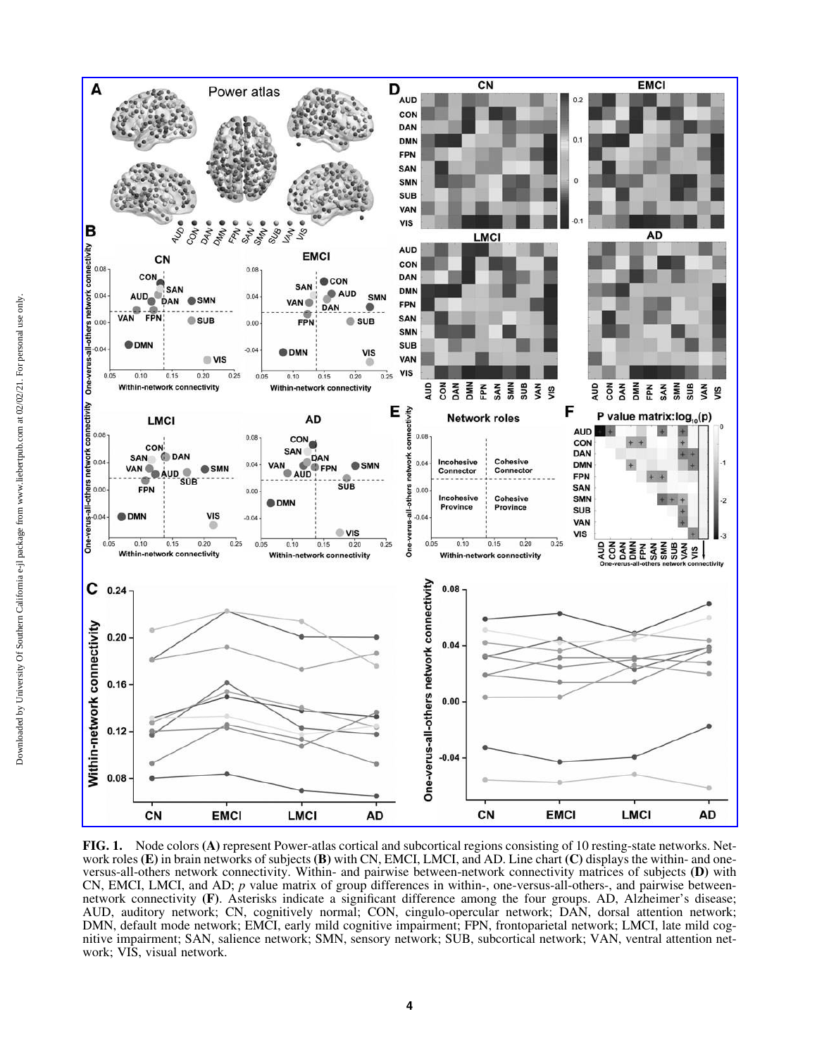FIG. 1. Node colors (A) represent Power-atlas cortical and subcortical regions consisting of 10 resting-state networks. Network roles (E) in brain networks of subjects (B) with CN, EMCI, LMCI, and AD. Line chart (C) displays the within- and one-versus-all-others network connectivity. Within- and pairwise between-network connectivity matrices of subjects (D) with CN, EMCI, LMCI, and AD; *p* value matrix of group differences in within-, one-versus-all-others-, and pairwise between-network connectivity (F). Asterisks indicate a significant difference among the four groups. AD, Alzheimer's disease; AUD, auditory network; CN, cognitively normal; CON, cingulo-opercular network; DAN, dorsal attention network; DMN, default mode network; EMCI, early mild cognitive impairment; FPN, frontoparietal network; LMCI, late mild cognitive impairment; SAN, salience network; SMN, sensory network; SUB, subcortical network; VAN, ventral attention network; VIS, visual network.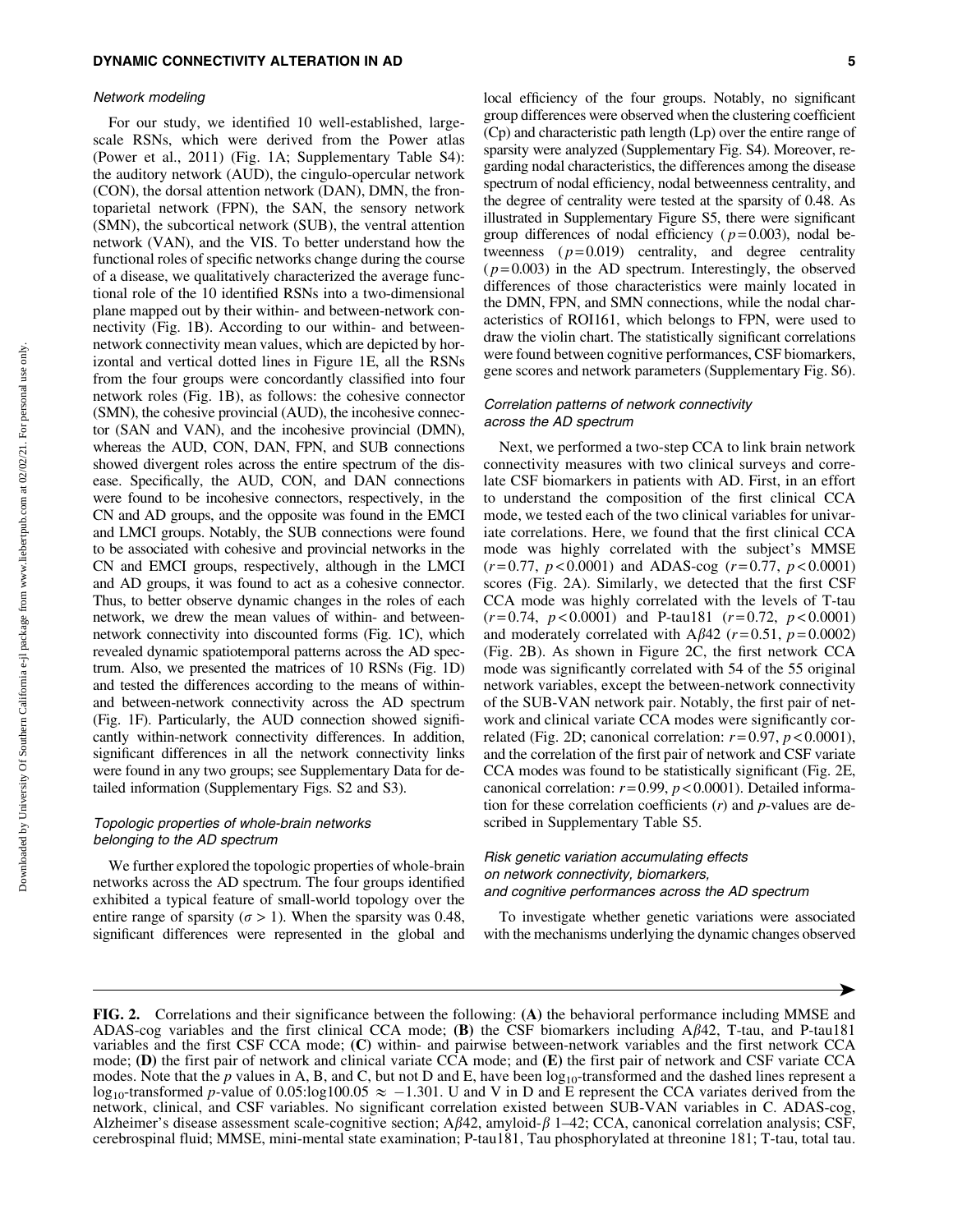### Network modeling

For our study, we identified 10 well-established, large-scale RSNs, which were derived from the Power atlas (Power et al., 2011) (Fig. 1A; Supplementary Table S4): the auditory network (AUD), the cingulo-opercular network (CON), the dorsal attention network (DAN), DMN, the frontoparietal network (FPN), the SAN, the sensory network (SMN), the subcortical network (SUB), the ventral attention network (VAN), and the VIS. To better understand how the functional roles of specific networks change during the course of a disease, we qualitatively characterized the average functional role of the 10 identified RSNs into a two-dimensional plane mapped out by their within- and between-network connectivity (Fig. 1B). According to our within- and between-network connectivity mean values, which are depicted by horizontal and vertical dotted lines in Figure 1E, all the RSNs from the four groups were concordantly classified into four network roles (Fig. 1B), as follows: the cohesive connector (SMN), the cohesive provincial (AUD), the incohesive connector (SAN and VAN), and the incohesive provincial (DMN), whereas the AUD, CON, DAN, FPN, and SUB connections showed divergent roles across the entire spectrum of the disease. Specifically, the AUD, CON, and DAN connections were found to be incohesive connectors, respectively, in the CN and AD groups, and the opposite was found in the EMCI and LMCI groups. Notably, the SUB connections were found to be associated with cohesive and provincial networks in the CN and EMCI groups, respectively, although in the LMCI and AD groups, it was found to act as a cohesive connector. Thus, to better observe dynamic changes in the roles of each network, we drew the mean values of within- and between-network connectivity into discounted forms (Fig. 1C), which revealed dynamic spatiotemporal patterns across the AD spectrum. Also, we presented the matrices of 10 RSNs (Fig. 1D) and tested the differences according to the means of within- and between-network connectivity across the AD spectrum (Fig. 1F). Particularly, the AUD connection showed significantly within-network connectivity differences. In addition, significant differences in all the network connectivity links were found in any two groups; see Supplementary Data for detailed information (Supplementary Figs. S2 and S3).

### Topologic properties of whole-brain networks belonging to the AD spectrum

We further explored the topologic properties of whole-brain networks across the AD spectrum. The four groups identified exhibited a typical feature of small-world topology over the entire range of sparsity ($\sigma > 1$). When the sparsity was 0.48, significant differences were represented in the global and local efficiency of the four groups. Notably, no significant group differences were observed when the clustering coefficient (Cp) and characteristic path length (Lp) over the entire range of sparsity were analyzed (Supplementary Fig. S4). Moreover, regarding nodal characteristics, the differences among the disease spectrum of nodal efficiency, nodal betweenness centrality, and the degree of centrality were tested at the sparsity of 0.48. As illustrated in Supplementary Figure S5, there were significant group differences of nodal efficiency ($p = 0.003$), nodal betweenness ($p = 0.019$) centrality, and degree centrality ($p = 0.003$) in the AD spectrum. Interestingly, the observed differences of those characteristics were mainly located in the DMN, FPN, and SMN connections, while the nodal characteristics of ROI161, which belongs to FPN, were used to draw the violin chart. The statistically significant correlations were found between cognitive performances, CSF biomarkers, gene scores and network parameters (Supplementary Fig. S6).

### Correlation patterns of network connectivity across the AD spectrum

Next, we performed a two-step CCA to link brain network connectivity measures with two clinical surveys and correlate CSF biomarkers in patients with AD. First, in an effort to understand the composition of the first clinical CCA mode, we tested each of the two clinical variables for univariate correlations. Here, we found that the first clinical CCA mode was highly correlated with the subject's MMSE ($r = 0.77$, $p < 0.0001$) and ADAS-cog ($r = 0.77$, $p < 0.0001$) scores (Fig. 2A). Similarly, we detected that the first CSF CCA mode was highly correlated with the levels of T-tau ($r = 0.74$, $p < 0.0001$) and P-tau181 ($r = 0.72$, $p < 0.0001$) and moderately correlated with A$\beta$42 ($r = 0.51$, $p = 0.0002$) (Fig. 2B). As shown in Figure 2C, the first network CCA mode was significantly correlated with 54 of the 55 original network variables, except the between-network connectivity of the SUB-VAN network pair. Notably, the first pair of network and clinical variate CCA modes were significantly correlated (Fig. 2D; canonical correlation: $r = 0.97$, $p < 0.0001$), and the correlation of the first pair of network and CSF variate CCA modes was found to be statistically significant (Fig. 2E, canonical correlation: $r = 0.99$, $p < 0.0001$). Detailed information for these correlation coefficients ($r$) and $p$-values are described in Supplementary Table S5.

### Risk genetic variation accumulating effects on network connectivity, biomarkers, and cognitive performances across the AD spectrum

To investigate whether genetic variations were associated with the mechanisms underlying the dynamic changes observed

**FIG. 2.** Correlations and their significance between the following: **(A)** the behavioral performance including MMSE and ADAS-cog variables and the first clinical CCA mode; **(B)** the CSF biomarkers including A$\beta$42, T-tau, and P-tau181 variables and the first CSF CCA mode; **(C)** within- and pairwise between-network variables and the first network CCA mode; **(D)** the first pair of network and clinical variate CCA mode; and **(E)** the first pair of network and CSF variate CCA modes. Note that the $p$ values in A, B, and C, but not D and E, have been $\log_{10}$-transformed and the dashed lines represent a $\log_{10}$-transformed $p$-value of 0.05:$\log_{10}0.05 \approx -1.301$. U and V in D and E represent the CCA variates derived from the network, clinical, and CSF variables. No significant correlation existed between SUB-VAN variables in C. ADAS-cog, Alzheimer's disease assessment scale-cognitive section; A$\beta$42, amyloid-$\beta$ 1–42; CCA, canonical correlation analysis; CSF, cerebrospinal fluid; MMSE, mini-mental state examination; P-tau181, Tau phosphorylated at threonine 181; T-tau, total tau.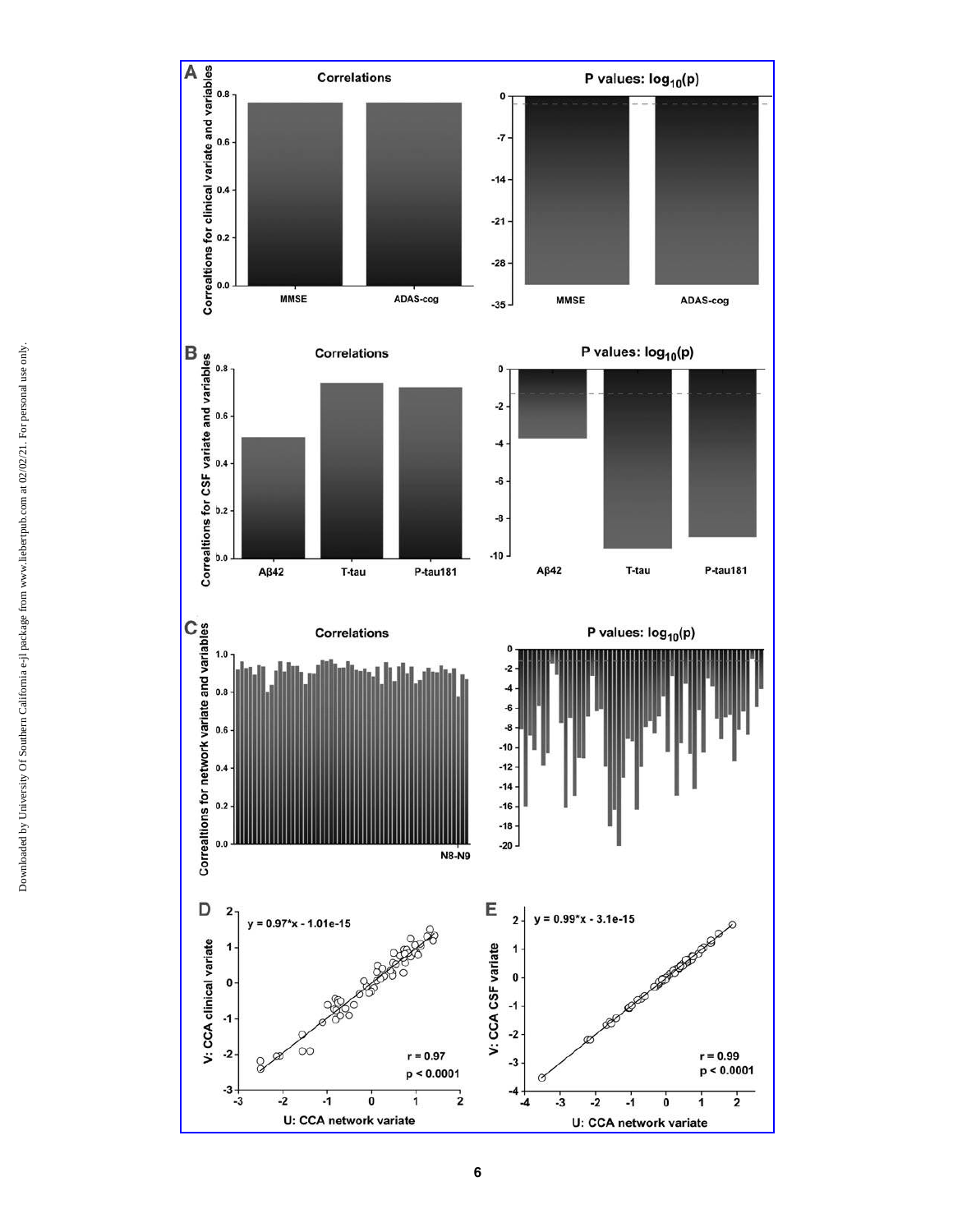**A**

Correlations

Correaltions for clinical variate and variables

MMSE ADAS-cog

P values: $\log_{10}(p)$

MMSE ADAS-cog

**B**

Correlations

Correaltions for CSF variate and variables

Aβ42 T-tau P-tau181

P values: $\log_{10}(p)$

Aβ42 T-tau P-tau181

**C**

Correlations

Correaltions for network variate and variables

N8-N9

P values: $\log_{10}(p)$

**D**

$y = 0.97*x - 1.01e-15$

$r = 0.97$

$p < 0.0001$

V: CCA clinical variate

U: CCA network variate

**E**

$y = 0.99*x - 3.1e-15$

$r = 0.99$

$p < 0.0001$

V: CCA CSF variate

U: CCA network variate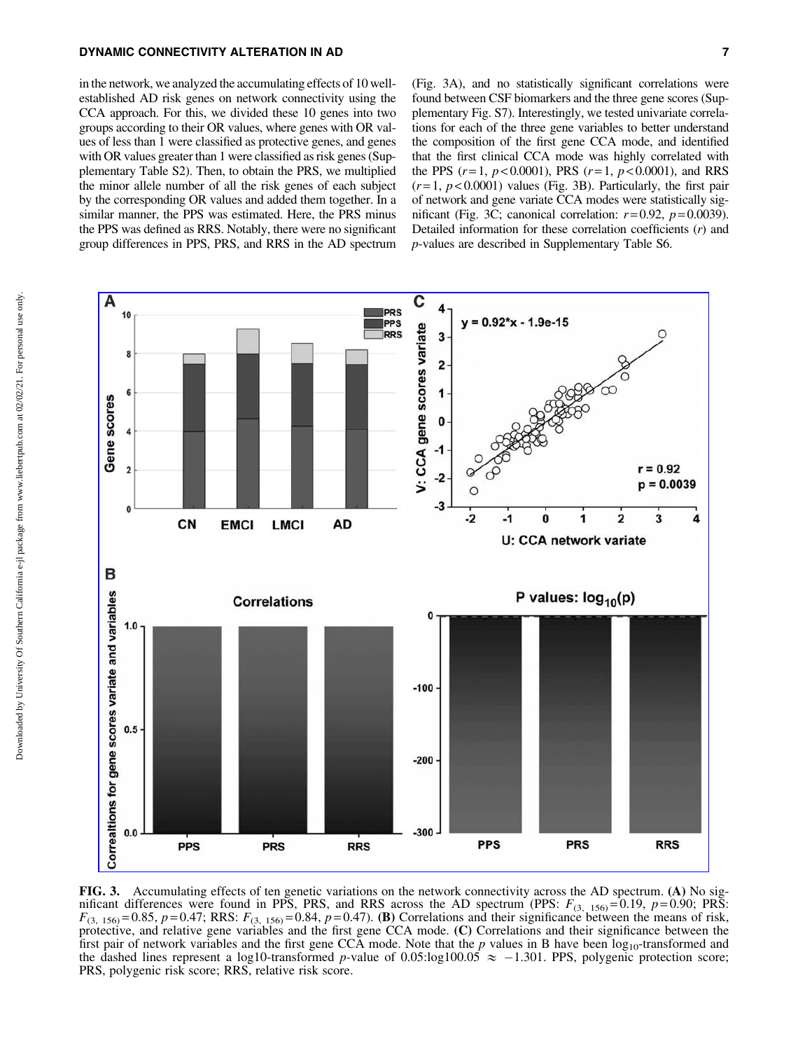in the network, we analyzed the accumulating effects of 10 well-established AD risk genes on network connectivity using the CCA approach. For this, we divided these 10 genes into two groups according to their OR values, where genes with OR values of less than 1 were classified as protective genes, and genes with OR values greater than 1 were classified as risk genes (Supplementary Table S2). Then, to obtain the PRS, we multiplied the minor allele number of all the risk genes of each subject by the corresponding OR values and added them together. In a similar manner, the PPS was estimated. Here, the PRS minus the PPS was defined as RRS. Notably, there were no significant group differences in PPS, PRS, and RRS in the AD spectrum (Fig. 3A), and no statistically significant correlations were found between CSF biomarkers and the three gene scores (Supplementary Fig. S7). Interestingly, we tested univariate correlations for each of the three gene variables to better understand the composition of the first gene CCA mode, and identified that the first clinical CCA mode was highly correlated with the PPS ($r = 1$, $p < 0.0001$), PRS ($r = 1$, $p < 0.0001$), and RRS ($r = 1$, $p < 0.0001$) values (Fig. 3B). Particularly, the first pair of network and gene variate CCA modes were statistically significant (Fig. 3C; canonical correlation: $r = 0.92$, $p = 0.0039$). Detailed information for these correlation coefficients ($r$) and $p$-values are described in Supplementary Table S6.

**FIG. 3.** Accumulating effects of ten genetic variations on the network connectivity across the AD spectrum. **(A)** No significant differences were found in PPS, PRS, and RRS across the AD spectrum (PPS: $F_{(3,\ 156)} = 0.19$, $p = 0.90$; PRS: $F_{(3,\ 156)} = 0.85$, $p = 0.47$; RRS: $F_{(3,\ 156)} = 0.84$, $p = 0.47$). **(B)** Correlations and their significance between the means of risk, protective, and relative gene variables and the first gene CCA mode. **(C)** Correlations and their significance between the first pair of network variables and the first gene CCA mode. Note that the $p$ values in B have been $\log_{10}$-transformed and the dashed lines represent a log10-transformed $p$-value of 0.05:log100.05 $\approx -1.301$. PPS, polygenic protection score; PRS, polygenic risk score; RRS, relative risk score.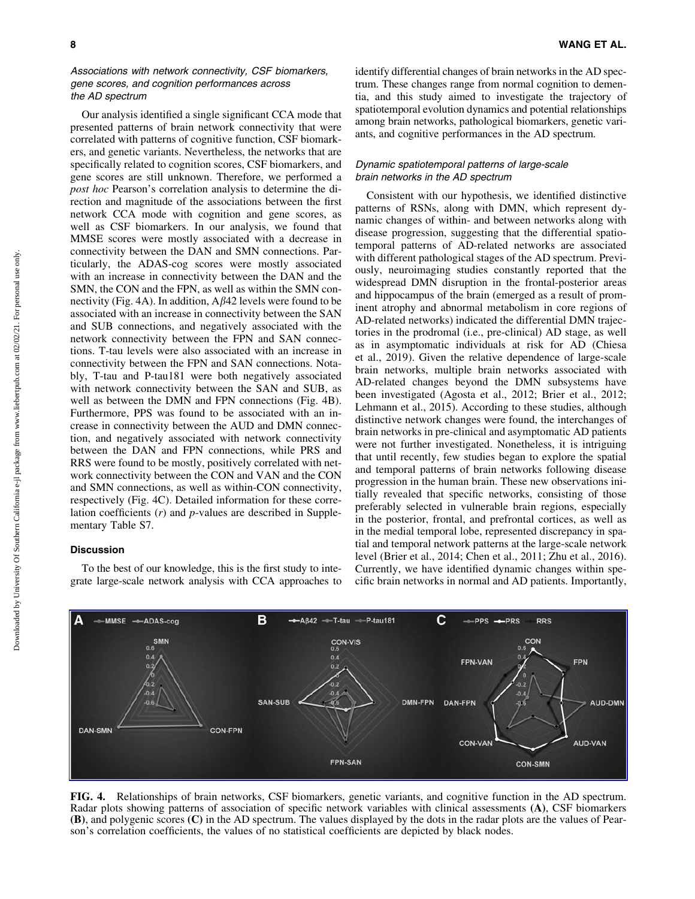### *Associations with network connectivity, CSF biomarkers, gene scores, and cognition performances across the AD spectrum*

Our analysis identified a single significant CCA mode that presented patterns of brain network connectivity that were correlated with patterns of cognitive function, CSF biomarkers, and genetic variants. Nevertheless, the networks that are specifically related to cognition scores, CSF biomarkers, and gene scores are still unknown. Therefore, we performed a *post hoc* Pearson's correlation analysis to determine the direction and magnitude of the associations between the first network CCA mode with cognition and gene scores, as well as CSF biomarkers. In our analysis, we found that MMSE scores were mostly associated with a decrease in connectivity between the DAN and SMN connections. Particularly, the ADAS-cog scores were mostly associated with an increase in connectivity between the DAN and the SMN, the CON and the FPN, as well as within the SMN connectivity (Fig. 4A). In addition, A$\beta$42 levels were found to be associated with an increase in connectivity between the SAN and SUB connections, and negatively associated with the network connectivity between the FPN and SAN connections. T-tau levels were also associated with an increase in connectivity between the FPN and SAN connections. Notably, T-tau and P-tau181 were both negatively associated with network connectivity between the SAN and SUB, as well as between the DMN and FPN connections (Fig. 4B). Furthermore, PPS was found to be associated with an increase in connectivity between the AUD and DMN connection, and negatively associated with network connectivity between the DAN and FPN connections, while PRS and RRS were found to be mostly, positively correlated with network connectivity between the CON and VAN and the CON and SMN connections, as well as within-CON connectivity, respectively (Fig. 4C). Detailed information for these correlation coefficients ($r$) and $p$-values are described in Supplementary Table S7.

## Discussion

To the best of our knowledge, this is the first study to integrate large-scale network analysis with CCA approaches to identify differential changes of brain networks in the AD spectrum. These changes range from normal cognition to dementia, and this study aimed to investigate the trajectory of spatiotemporal evolution dynamics and potential relationships among brain networks, pathological biomarkers, genetic variants, and cognitive performances in the AD spectrum.

### *Dynamic spatiotemporal patterns of large-scale brain networks in the AD spectrum*

Consistent with our hypothesis, we identified distinctive patterns of RSNs, along with DMN, which represent dynamic changes of within- and between networks along with disease progression, suggesting that the differential spatiotemporal patterns of AD-related networks are associated with different pathological stages of the AD spectrum. Previously, neuroimaging studies constantly reported that the widespread DMN disruption in the frontal-posterior areas and hippocampus of the brain (emerged as a result of prominent atrophy and abnormal metabolism in core regions of AD-related networks) indicated the differential DMN trajectories in the prodromal (i.e., pre-clinical) AD stage, as well as in asymptomatic individuals at risk for AD (Chiesa et al., 2019). Given the relative dependence of large-scale brain networks, multiple brain networks associated with AD-related changes beyond the DMN subsystems have been investigated (Agosta et al., 2012; Brier et al., 2012; Lehmann et al., 2015). According to these studies, although distinctive network changes were found, the interchanges of brain networks in pre-clinical and asymptomatic AD patients were not further investigated. Nonetheless, it is intriguing that until recently, few studies began to explore the spatial and temporal patterns of brain networks following disease progression in the human brain. These new observations initially revealed that specific networks, consisting of those preferably selected in vulnerable brain regions, especially in the posterior, frontal, and prefrontal cortices, as well as in the medial temporal lobe, represented discrepancy in spatial and temporal network patterns at the large-scale network level (Brier et al., 2014; Chen et al., 2011; Zhu et al., 2016). Currently, we have identified dynamic changes within specific brain networks in normal and AD patients. Importantly,

**FIG. 4.** Relationships of brain networks, CSF biomarkers, genetic variants, and cognitive function in the AD spectrum. Radar plots showing patterns of association of specific network variables with clinical assessments **(A)**, CSF biomarkers **(B)**, and polygenic scores **(C)** in the AD spectrum. The values displayed by the dots in the radar plots are the values of Pearson's correlation coefficients, the values of no statistical coefficients are depicted by black nodes.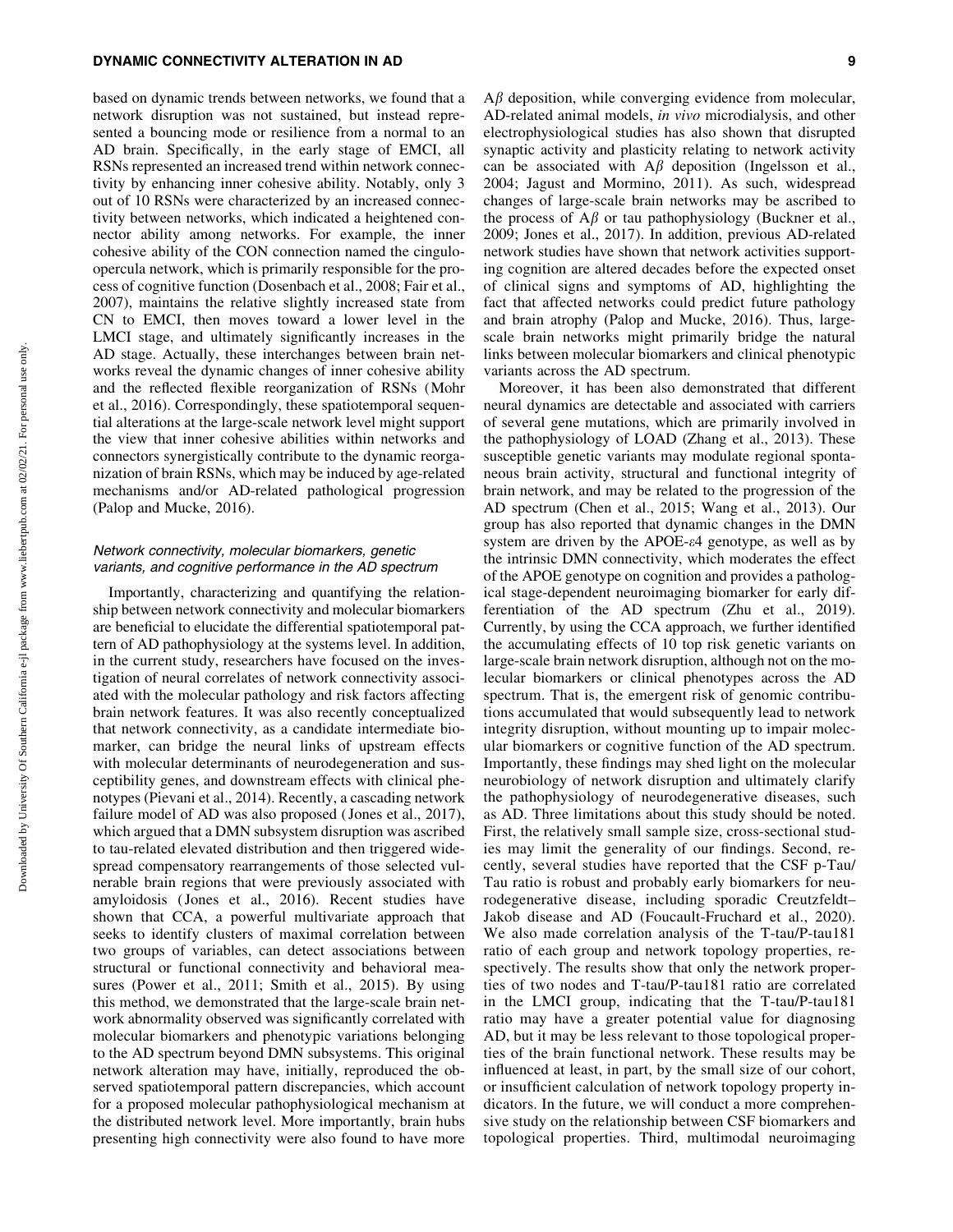based on dynamic trends between networks, we found that a network disruption was not sustained, but instead represented a bouncing mode or resilience from a normal to an AD brain. Specifically, in the early stage of EMCI, all RSNs represented an increased trend within network connectivity by enhancing inner cohesive ability. Notably, only 3 out of 10 RSNs were characterized by an increased connectivity between networks, which indicated a heightened connector ability among networks. For example, the inner cohesive ability of the CON connection named the cingulo-opercula network, which is primarily responsible for the process of cognitive function (Dosenbach et al., 2008; Fair et al., 2007), maintains the relative slightly increased state from CN to EMCI, then moves toward a lower level in the LMCI stage, and ultimately significantly increases in the AD stage. Actually, these interchanges between brain networks reveal the dynamic changes of inner cohesive ability and the reflected flexible reorganization of RSNs (Mohr et al., 2016). Correspondingly, these spatiotemporal sequential alterations at the large-scale network level might support the view that inner cohesive abilities within networks and connectors synergistically contribute to the dynamic reorganization of brain RSNs, which may be induced by age-related mechanisms and/or AD-related pathological progression (Palop and Mucke, 2016).

### *Network connectivity, molecular biomarkers, genetic variants, and cognitive performance in the AD spectrum*

Importantly, characterizing and quantifying the relationship between network connectivity and molecular biomarkers are beneficial to elucidate the differential spatiotemporal pattern of AD pathophysiology at the systems level. In addition, in the current study, researchers have focused on the investigation of neural correlates of network connectivity associated with the molecular pathology and risk factors affecting brain network features. It was also recently conceptualized that network connectivity, as a candidate intermediate biomarker, can bridge the neural links of upstream effects with molecular determinants of neurodegeneration and susceptibility genes, and downstream effects with clinical phenotypes (Pievani et al., 2014). Recently, a cascading network failure model of AD was also proposed (Jones et al., 2017), which argued that a DMN subsystem disruption was ascribed to tau-related elevated distribution and then triggered widespread compensatory rearrangements of those selected vulnerable brain regions that were previously associated with amyloidosis (Jones et al., 2016). Recent studies have shown that CCA, a powerful multivariate approach that seeks to identify clusters of maximal correlation between two groups of variables, can detect associations between structural or functional connectivity and behavioral measures (Power et al., 2011; Smith et al., 2015). By using this method, we demonstrated that the large-scale brain network abnormality observed was significantly correlated with molecular biomarkers and phenotypic variations belonging to the AD spectrum beyond DMN subsystems. This original network alteration may have, initially, reproduced the observed spatiotemporal pattern discrepancies, which account for a proposed molecular pathophysiological mechanism at the distributed network level. More importantly, brain hubs presenting high connectivity were also found to have more A$\beta$ deposition, while converging evidence from molecular, AD-related animal models, *in vivo* microdialysis, and other electrophysiological studies has also shown that disrupted synaptic activity and plasticity relating to network activity can be associated with A$\beta$ deposition (Ingelsson et al., 2004; Jagust and Mormino, 2011). As such, widespread changes of large-scale brain networks may be ascribed to the process of A$\beta$ or tau pathophysiology (Buckner et al., 2009; Jones et al., 2017). In addition, previous AD-related network studies have shown that network activities supporting cognition are altered decades before the expected onset of clinical signs and symptoms of AD, highlighting the fact that affected networks could predict future pathology and brain atrophy (Palop and Mucke, 2016). Thus, large-scale brain networks might primarily bridge the natural links between molecular biomarkers and clinical phenotypic variants across the AD spectrum.

Moreover, it has been also demonstrated that different neural dynamics are detectable and associated with carriers of several gene mutations, which are primarily involved in the pathophysiology of LOAD (Zhang et al., 2013). These susceptible genetic variants may modulate regional spontaneous brain activity, structural and functional integrity of brain network, and may be related to the progression of the AD spectrum (Chen et al., 2015; Wang et al., 2013). Our group has also reported that dynamic changes in the DMN system are driven by the APOE-$\varepsilon$4 genotype, as well as by the intrinsic DMN connectivity, which moderates the effect of the APOE genotype on cognition and provides a pathological stage-dependent neuroimaging biomarker for early differentiation of the AD spectrum (Zhu et al., 2019). Currently, by using the CCA approach, we further identified the accumulating effects of 10 top risk genetic variants on large-scale brain network disruption, although not on the molecular biomarkers or clinical phenotypes across the AD spectrum. That is, the emergent risk of genomic contributions accumulated that would subsequently lead to network integrity disruption, without mounting up to impair molecular biomarkers or cognitive function of the AD spectrum. Importantly, these findings may shed light on the molecular neurobiology of network disruption and ultimately clarify the pathophysiology of neurodegenerative diseases, such as AD. Three limitations about this study should be noted. First, the relatively small sample size, cross-sectional studies may limit the generality of our findings. Second, recently, several studies have reported that the CSF p-Tau/Tau ratio is robust and probably early biomarkers for neurodegenerative disease, including sporadic Creutzfeldt–Jakob disease and AD (Foucault-Fruchard et al., 2020). We also made correlation analysis of the T-tau/P-tau181 ratio of each group and network topology properties, respectively. The results show that only the network properties of two nodes and T-tau/P-tau181 ratio are correlated in the LMCI group, indicating that the T-tau/P-tau181 ratio may have a greater potential value for diagnosing AD, but it may be less relevant to those topological properties of the brain functional network. These results may be influenced at least, in part, by the small size of our cohort, or insufficient calculation of network topology property indicators. In the future, we will conduct a more comprehensive study on the relationship between CSF biomarkers and topological properties. Third, multimodal neuroimaging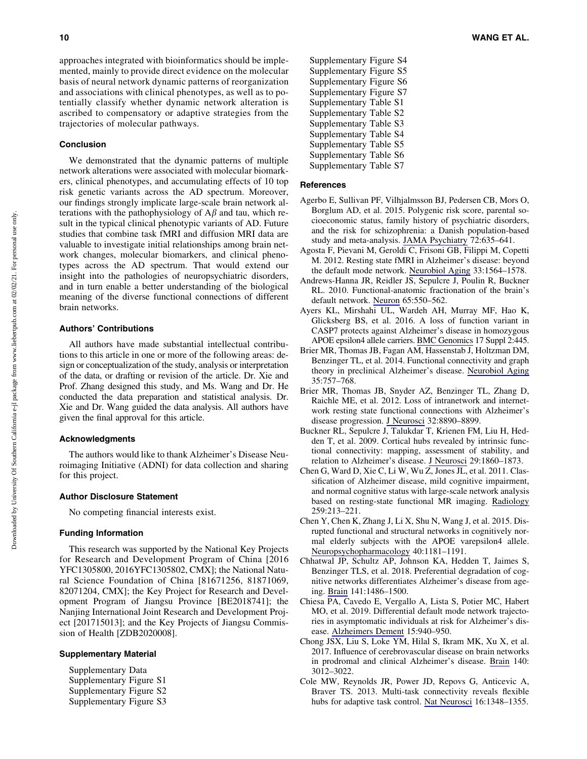approaches integrated with bioinformatics should be implemented, mainly to provide direct evidence on the molecular basis of neural network dynamic patterns of reorganization and associations with clinical phenotypes, as well as to potentially classify whether dynamic network alteration is ascribed to compensatory or adaptive strategies from the trajectories of molecular pathways.

## Conclusion

We demonstrated that the dynamic patterns of multiple network alterations were associated with molecular biomarkers, clinical phenotypes, and accumulating effects of 10 top risk genetic variants across the AD spectrum. Moreover, our findings strongly implicate large-scale brain network alterations with the pathophysiology of A$\beta$ and tau, which result in the typical clinical phenotypic variants of AD. Future studies that combine task fMRI and diffusion MRI data are valuable to investigate initial relationships among brain network changes, molecular biomarkers, and clinical phenotypes across the AD spectrum. That would extend our insight into the pathologies of neuropsychiatric disorders, and in turn enable a better understanding of the biological meaning of the diverse functional connections of different brain networks.

## Authors' Contributions

All authors have made substantial intellectual contributions to this article in one or more of the following areas: design or conceptualization of the study, analysis or interpretation of the data, or drafting or revision of the article. Dr. Xie and Prof. Zhang designed this study, and Ms. Wang and Dr. He conducted the data preparation and statistical analysis. Dr. Xie and Dr. Wang guided the data analysis. All authors have given the final approval for this article.

## Acknowledgments

The authors would like to thank Alzheimer's Disease Neuroimaging Initiative (ADNI) for data collection and sharing for this project.

## Author Disclosure Statement

No competing financial interests exist.

## Funding Information

This research was supported by the National Key Projects for Research and Development Program of China [2016 YFC1305800, 2016YFC1305802, CMX]; the National Natural Science Foundation of China [81671256, 81871069, 82071204, CMX]; the Key Project for Research and Development Program of Jiangsu Province [BE2018741]; the Nanjing International Joint Research and Development Project [201715013]; and the Key Projects of Jiangsu Commission of Health [ZDB2020008].

## Supplementary Material

Supplementary Data
Supplementary Figure S1
Supplementary Figure S2
Supplementary Figure S3
Supplementary Figure S4
Supplementary Figure S5
Supplementary Figure S6
Supplementary Figure S7
Supplementary Table S1
Supplementary Table S2
Supplementary Table S3
Supplementary Table S4
Supplementary Table S5
Supplementary Table S6
Supplementary Table S7

## References

Agerbo E, Sullivan PF, Vilhjalmsson BJ, Pedersen CB, Mors O, Borglum AD, et al. 2015. Polygenic risk score, parental socioeconomic status, family history of psychiatric disorders, and the risk for schizophrenia: a Danish population-based study and meta-analysis. JAMA Psychiatry 72:635–641.

Agosta F, Pievani M, Geroldi C, Frisoni GB, Filippi M, Copetti M. 2012. Resting state fMRI in Alzheimer's disease: beyond the default mode network. Neurobiol Aging 33:1564–1578.

Andrews-Hanna JR, Reidler JS, Sepulcre J, Poulin R, Buckner RL. 2010. Functional-anatomic fractionation of the brain's default network. Neuron 65:550–562.

Ayers KL, Mirshahi UL, Wardeh AH, Murray MF, Hao K, Glicksberg BS, et al. 2016. A loss of function variant in CASP7 protects against Alzheimer's disease in homozygous APOE epsilon4 allele carriers. BMC Genomics 17 Suppl 2:445.

Brier MR, Thomas JB, Fagan AM, Hassenstab J, Holtzman DM, Benzinger TL, et al. 2014. Functional connectivity and graph theory in preclinical Alzheimer's disease. Neurobiol Aging 35:757–768.

Brier MR, Thomas JB, Snyder AZ, Benzinger TL, Zhang D, Raichle ME, et al. 2012. Loss of intranetwork and internetwork resting state functional connections with Alzheimer's disease progression. J Neurosci 32:8890–8899.

Buckner RL, Sepulcre J, Talukdar T, Krienen FM, Liu H, Hedden T, et al. 2009. Cortical hubs revealed by intrinsic functional connectivity: mapping, assessment of stability, and relation to Alzheimer's disease. J Neurosci 29:1860–1873.

Chen G, Ward D, Xie C, Li W, Wu Z, Jones JL, et al. 2011. Classification of Alzheimer disease, mild cognitive impairment, and normal cognitive status with large-scale network analysis based on resting-state functional MR imaging. Radiology 259:213–221.

Chen Y, Chen K, Zhang J, Li X, Shu N, Wang J, et al. 2015. Disrupted functional and structural networks in cognitively normal elderly subjects with the APOE varepsilon4 allele. Neuropsychopharmacology 40:1181–1191.

Chhatwal JP, Schultz AP, Johnson KA, Hedden T, Jaimes S, Benzinger TLS, et al. 2018. Preferential degradation of cognitive networks differentiates Alzheimer's disease from ageing. Brain 141:1486–1500.

Chiesa PA, Cavedo E, Vergallo A, Lista S, Potier MC, Habert MO, et al. 2019. Differential default mode network trajectories in asymptomatic individuals at risk for Alzheimer's disease. Alzheimers Dement 15:940–950.

Chong JSX, Liu S, Loke YM, Hilal S, Ikram MK, Xu X, et al. 2017. Influence of cerebrovascular disease on brain networks in prodromal and clinical Alzheimer's disease. Brain 140: 3012–3022.

Cole MW, Reynolds JR, Power JD, Repovs G, Anticevic A, Braver TS. 2013. Multi-task connectivity reveals flexible hubs for adaptive task control. Nat Neurosci 16:1348–1355.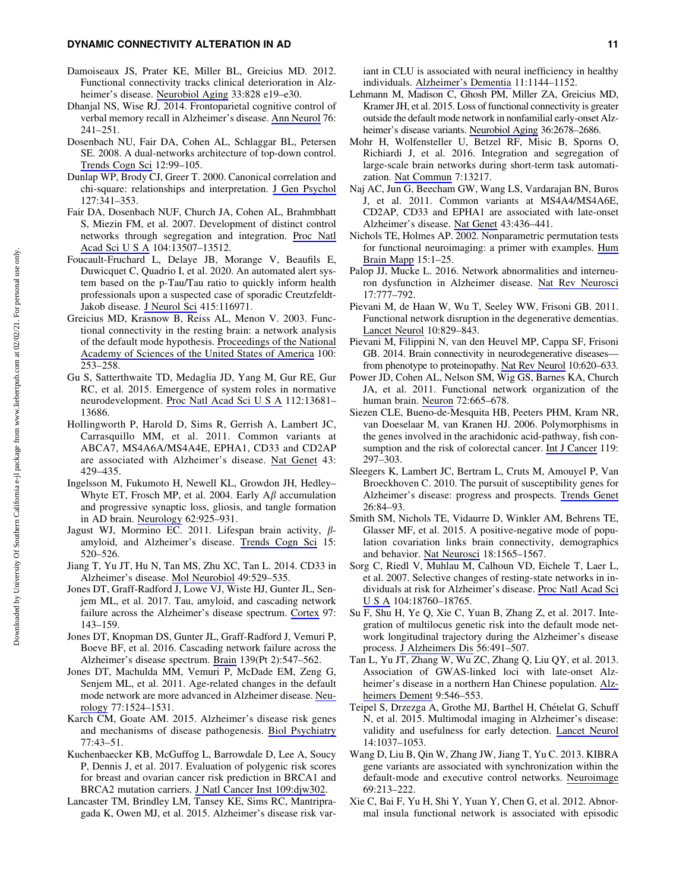Damoiseaux JS, Prater KE, Miller BL, Greicius MD. 2012. Functional connectivity tracks clinical deterioration in Alzheimer's disease. Neurobiol Aging 33:828 e19–e30.

Dhanjal NS, Wise RJ. 2014. Frontoparietal cognitive control of verbal memory recall in Alzheimer's disease. Ann Neurol 76: 241–251.

Dosenbach NU, Fair DA, Cohen AL, Schlaggar BL, Petersen SE. 2008. A dual-networks architecture of top-down control. Trends Cogn Sci 12:99–105.

Dunlap WP, Brody CJ, Greer T. 2000. Canonical correlation and chi-square: relationships and interpretation. J Gen Psychol 127:341–353.

Fair DA, Dosenbach NUF, Church JA, Cohen AL, Brahmbhatt S, Miezin FM, et al. 2007. Development of distinct control networks through segregation and integration. Proc Natl Acad Sci U S A 104:13507–13512.

Foucault-Fruchard L, Delaye JB, Morange V, Beaufils E, Duwicquet C, Quadrio I, et al. 2020. An automated alert system based on the p-Tau/Tau ratio to quickly inform health professionals upon a suspected case of sporadic Creutzfeldt-Jakob disease. J Neurol Sci 415:116971.

Greicius MD, Krasnow B, Reiss AL, Menon V. 2003. Functional connectivity in the resting brain: a network analysis of the default mode hypothesis. Proceedings of the National Academy of Sciences of the United States of America 100: 253–258.

Gu S, Satterthwaite TD, Medaglia JD, Yang M, Gur RE, Gur RC, et al. 2015. Emergence of system roles in normative neurodevelopment. Proc Natl Acad Sci U S A 112:13681–13686.

Hollingworth P, Harold D, Sims R, Gerrish A, Lambert JC, Carrasquillo MM, et al. 2011. Common variants at ABCA7, MS4A6A/MS4A4E, EPHA1, CD33 and CD2AP are associated with Alzheimer's disease. Nat Genet 43: 429–435.

Ingelsson M, Fukumoto H, Newell KL, Growdon JH, Hedley-Whyte ET, Frosch MP, et al. 2004. Early A$\beta$ accumulation and progressive synaptic loss, gliosis, and tangle formation in AD brain. Neurology 62:925–931.

Jagust WJ, Mormino EC. 2011. Lifespan brain activity, $\beta$-amyloid, and Alzheimer's disease. Trends Cogn Sci 15: 520–526.

Jiang T, Yu JT, Hu N, Tan MS, Zhu XC, Tan L. 2014. CD33 in Alzheimer's disease. Mol Neurobiol 49:529–535.

Jones DT, Graff-Radford J, Lowe VJ, Wiste HJ, Gunter JL, Senjem ML, et al. 2017. Tau, amyloid, and cascading network failure across the Alzheimer's disease spectrum. Cortex 97: 143–159.

Jones DT, Knopman DS, Gunter JL, Graff-Radford J, Vemuri P, Boeve BF, et al. 2016. Cascading network failure across the Alzheimer's disease spectrum. Brain 139(Pt 2):547–562.

Jones DT, Machulda MM, Vemuri P, McDade EM, Zeng G, Senjem ML, et al. 2011. Age-related changes in the default mode network are more advanced in Alzheimer disease. Neurology 77:1524–1531.

Karch CM, Goate AM. 2015. Alzheimer's disease risk genes and mechanisms of disease pathogenesis. Biol Psychiatry 77:43–51.

Kuchenbaecker KB, McGuffog L, Barrowdale D, Lee A, Soucy P, Dennis J, et al. 2017. Evaluation of polygenic risk scores for breast and ovarian cancer risk prediction in BRCA1 and BRCA2 mutation carriers. J Natl Cancer Inst 109:djw302.

Lancaster TM, Brindley LM, Tansey KE, Sims RC, Mantripragada K, Owen MJ, et al. 2015. Alzheimer's disease risk variant in CLU is associated with neural inefficiency in healthy individuals. Alzheimer's Dementia 11:1144–1152.

Lehmann M, Madison C, Ghosh PM, Miller ZA, Greicius MD, Kramer JH, et al. 2015. Loss of functional connectivity is greater outside the default mode network in nonfamilial early-onset Alzheimer's disease variants. Neurobiol Aging 36:2678–2686.

Mohr H, Wolfensteller U, Betzel RF, Misic B, Sporns O, Richiardi J, et al. 2016. Integration and segregation of large-scale brain networks during short-term task automatization. Nat Commun 7:13217.

Naj AC, Jun G, Beecham GW, Wang LS, Vardarajan BN, Buros J, et al. 2011. Common variants at MS4A4/MS4A6E, CD2AP, CD33 and EPHA1 are associated with late-onset Alzheimer's disease. Nat Genet 43:436–441.

Nichols TE, Holmes AP. 2002. Nonparametric permutation tests for functional neuroimaging: a primer with examples. Hum Brain Mapp 15:1–25.

Palop JJ, Mucke L. 2016. Network abnormalities and interneuron dysfunction in Alzheimer disease. Nat Rev Neurosci 17:777–792.

Pievani M, de Haan W, Wu T, Seeley WW, Frisoni GB. 2011. Functional network disruption in the degenerative dementias. Lancet Neurol 10:829–843.

Pievani M, Filippini N, van den Heuvel MP, Cappa SF, Frisoni GB. 2014. Brain connectivity in neurodegenerative diseases—from phenotype to proteinopathy. Nat Rev Neurol 10:620–633.

Power JD, Cohen AL, Nelson SM, Wig GS, Barnes KA, Church JA, et al. 2011. Functional network organization of the human brain. Neuron 72:665–678.

Siezen CLE, Bueno-de-Mesquita HB, Peeters PHM, Kram NR, van Doeselaar M, van Kranen HJ. 2006. Polymorphisms in the genes involved in the arachidonic acid-pathway, fish consumption and the risk of colorectal cancer. Int J Cancer 119: 297–303.

Sleegers K, Lambert JC, Bertram L, Cruts M, Amouyel P, Van Broeckhoven C. 2010. The pursuit of susceptibility genes for Alzheimer's disease: progress and prospects. Trends Genet 26:84–93.

Smith SM, Nichols TE, Vidaurre D, Winkler AM, Behrens TE, Glasser MF, et al. 2015. A positive-negative mode of population covariation links brain connectivity, demographics and behavior. Nat Neurosci 18:1565–1567.

Sorg C, Riedl V, Muhlau M, Calhoun VD, Eichele T, Laer L, et al. 2007. Selective changes of resting-state networks in individuals at risk for Alzheimer's disease. Proc Natl Acad Sci U S A 104:18760–18765.

Su F, Shu H, Ye Q, Xie C, Yuan B, Zhang Z, et al. 2017. Integration of multilocus genetic risk into the default mode network longitudinal trajectory during the Alzheimer's disease process. J Alzheimers Dis 56:491–507.

Tan L, Yu JT, Zhang W, Wu ZC, Zhang Q, Liu QY, et al. 2013. Association of GWAS-linked loci with late-onset Alzheimer's disease in a northern Han Chinese population. Alzheimers Dement 9:546–553.

Teipel S, Drzezga A, Grothe MJ, Barthel H, Chételat G, Schuff N, et al. 2015. Multimodal imaging in Alzheimer's disease: validity and usefulness for early detection. Lancet Neurol 14:1037–1053.

Wang D, Liu B, Qin W, Zhang JW, Jiang T, Yu C. 2013. KIBRA gene variants are associated with synchronization within the default-mode and executive control networks. Neuroimage 69:213–222.

Xie C, Bai F, Yu H, Shi Y, Yuan Y, Chen G, et al. 2012. Abnormal insula functional network is associated with episodic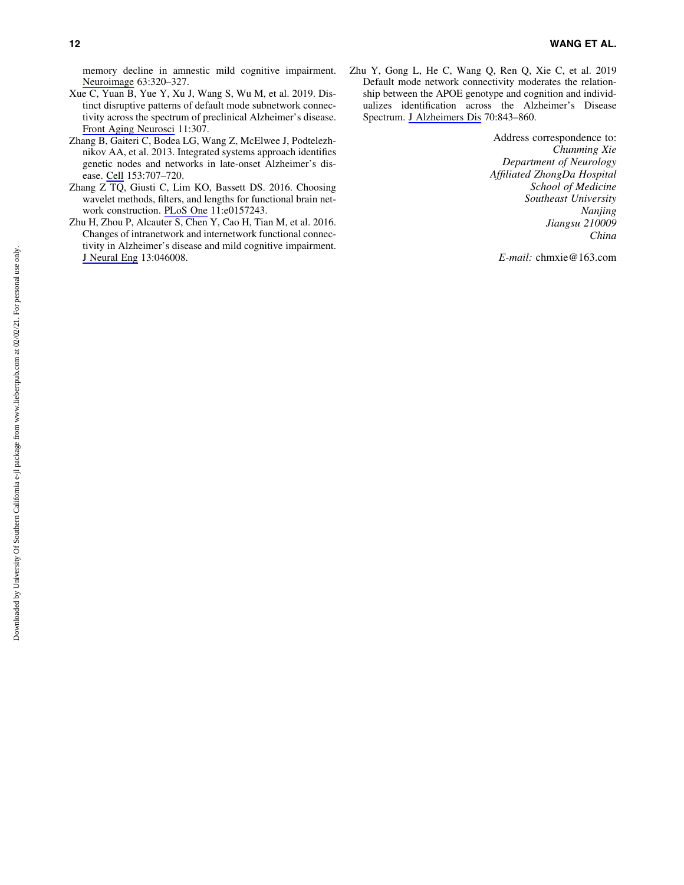memory decline in amnestic mild cognitive impairment. Neuroimage 63:320–327.

Xue C, Yuan B, Yue Y, Xu J, Wang S, Wu M, et al. 2019. Distinct disruptive patterns of default mode subnetwork connectivity across the spectrum of preclinical Alzheimer's disease. Front Aging Neurosci 11:307.

Zhang B, Gaiteri C, Bodea LG, Wang Z, McElwee J, Podtelezhnikov AA, et al. 2013. Integrated systems approach identifies genetic nodes and networks in late-onset Alzheimer's disease. Cell 153:707–720.

Zhang Z TQ, Giusti C, Lim KO, Bassett DS. 2016. Choosing wavelet methods, filters, and lengths for functional brain network construction. PLoS One 11:e0157243.

Zhu H, Zhou P, Alcauter S, Chen Y, Cao H, Tian M, et al. 2016. Changes of intranetwork and internetwork functional connectivity in Alzheimer's disease and mild cognitive impairment. J Neural Eng 13:046008.

Zhu Y, Gong L, He C, Wang Q, Ren Q, Xie C, et al. 2019 Default mode network connectivity moderates the relationship between the APOE genotype and cognition and individualizes identification across the Alzheimer's Disease Spectrum. J Alzheimers Dis 70:843–860.

Address correspondence to:
*Chunming Xie*
*Department of Neurology*
*Affiliated ZhongDa Hospital*
*School of Medicine*
*Southeast University*
*Nanjing*
*Jiangsu 210009*
*China*

*E-mail:* chmxie@163.com